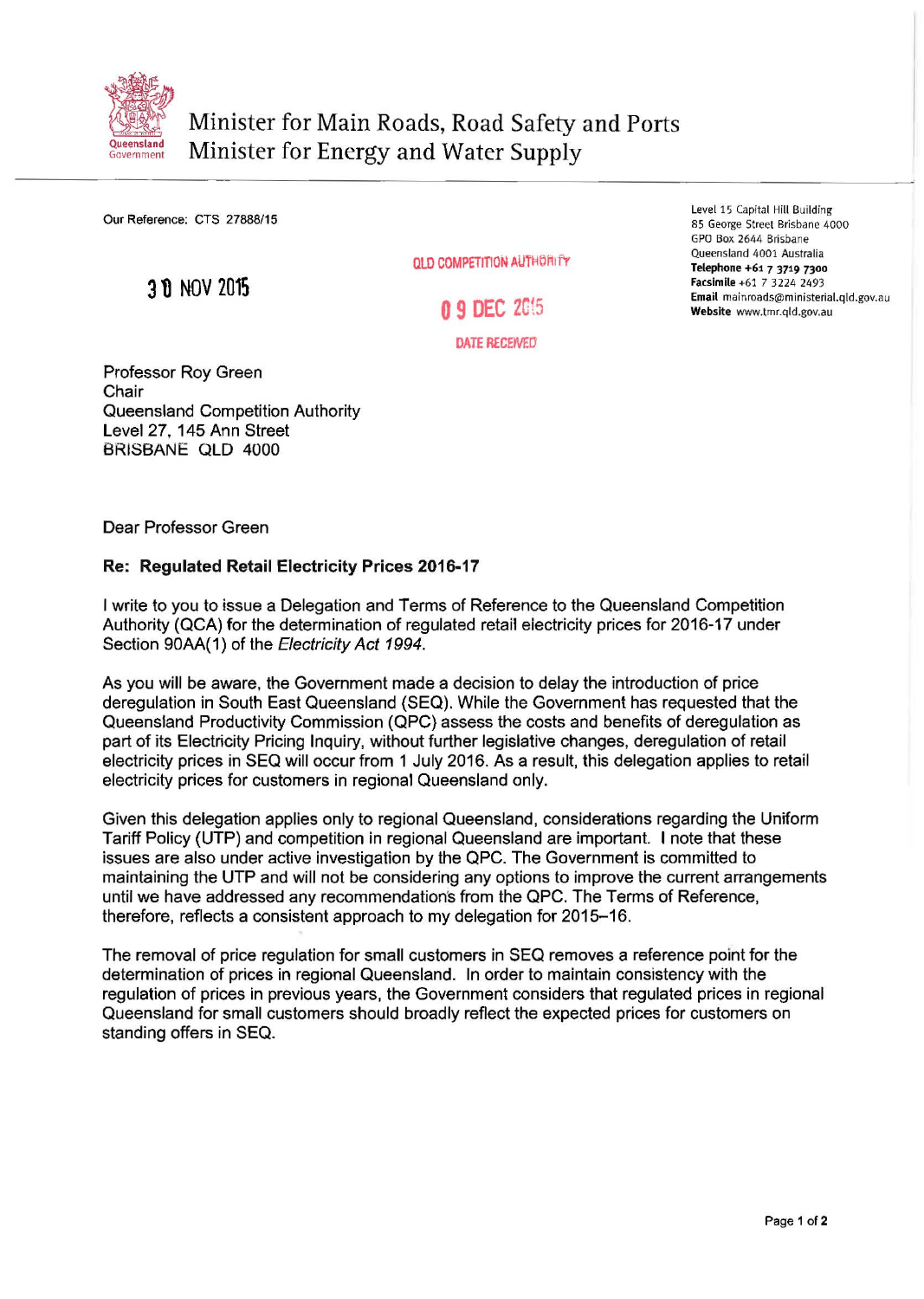# Minister for Main Roads, Road Safety and Ports
# Minister for Energy and Water Supply

Our Reference: CTS 27888/15

30 NOV 2015

QLD COMPETITION AUTHORITY

09 DEC 2015

DATE RECEIVED

Level 15 Capital Hill Building
85 George Street Brisbane 4000
GPO Box 2644 Brisbane
Queensland 4001 Australia
**Telephone** +61 7 3719 7300
**Facsimile** +61 7 3224 2493
**Email** mainroads@ministerial.qld.gov.au
**Website** www.tmr.qld.gov.au

Professor Roy Green
Chair
Queensland Competition Authority
Level 27, 145 Ann Street
BRISBANE QLD 4000

Dear Professor Green

**Re: Regulated Retail Electricity Prices 2016-17**

I write to you to issue a Delegation and Terms of Reference to the Queensland Competition Authority (QCA) for the determination of regulated retail electricity prices for 2016-17 under Section 90AA(1) of the *Electricity Act 1994*.

As you will be aware, the Government made a decision to delay the introduction of price deregulation in South East Queensland (SEQ). While the Government has requested that the Queensland Productivity Commission (QPC) assess the costs and benefits of deregulation as part of its Electricity Pricing Inquiry, without further legislative changes, deregulation of retail electricity prices in SEQ will occur from 1 July 2016. As a result, this delegation applies to retail electricity prices for customers in regional Queensland only.

Given this delegation applies only to regional Queensland, considerations regarding the Uniform Tariff Policy (UTP) and competition in regional Queensland are important. I note that these issues are also under active investigation by the QPC. The Government is committed to maintaining the UTP and will not be considering any options to improve the current arrangements until we have addressed any recommendations from the QPC. The Terms of Reference, therefore, reflects a consistent approach to my delegation for 2015–16.

The removal of price regulation for small customers in SEQ removes a reference point for the determination of prices in regional Queensland. In order to maintain consistency with the regulation of prices in previous years, the Government considers that regulated prices in regional Queensland for small customers should broadly reflect the expected prices for customers on standing offers in SEQ.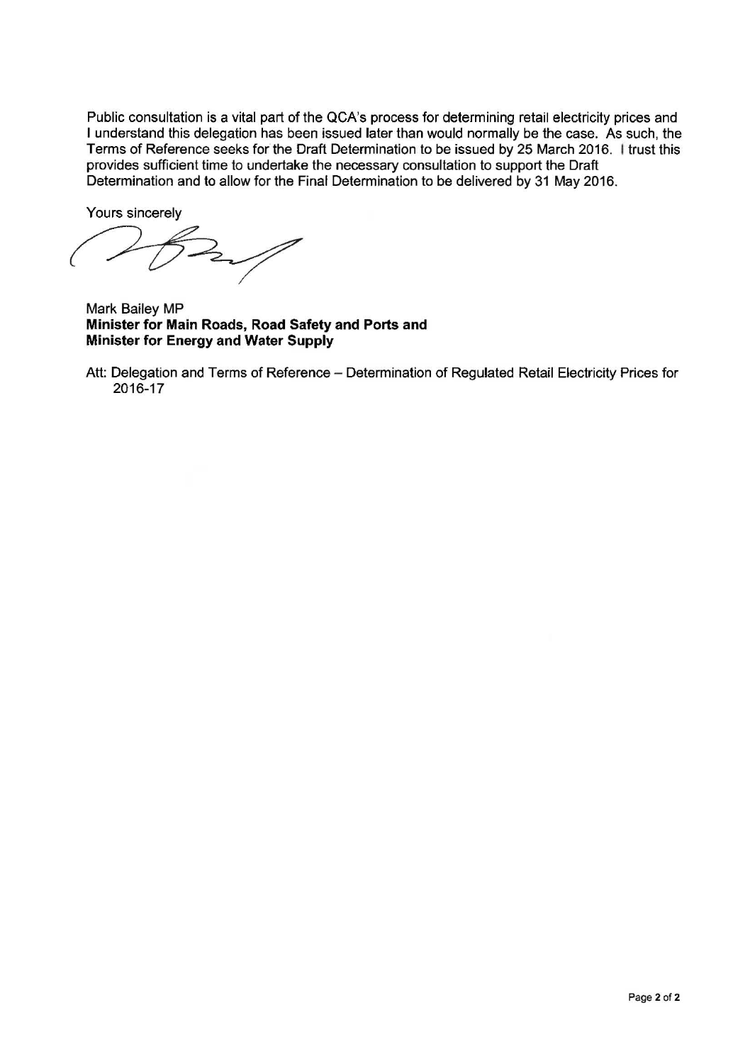Public consultation is a vital part of the QCA's process for determining retail electricity prices and I understand this delegation has been issued later than would normally be the case. As such, the Terms of Reference seeks for the Draft Determination to be issued by 25 March 2016. I trust this provides sufficient time to undertake the necessary consultation to support the Draft Determination and to allow for the Final Determination to be delivered by 31 May 2016.

Yours sincerely

Mark Bailey MP
**Minister for Main Roads, Road Safety and Ports and**
**Minister for Energy and Water Supply**

Att: Delegation and Terms of Reference – Determination of Regulated Retail Electricity Prices for 2016-17